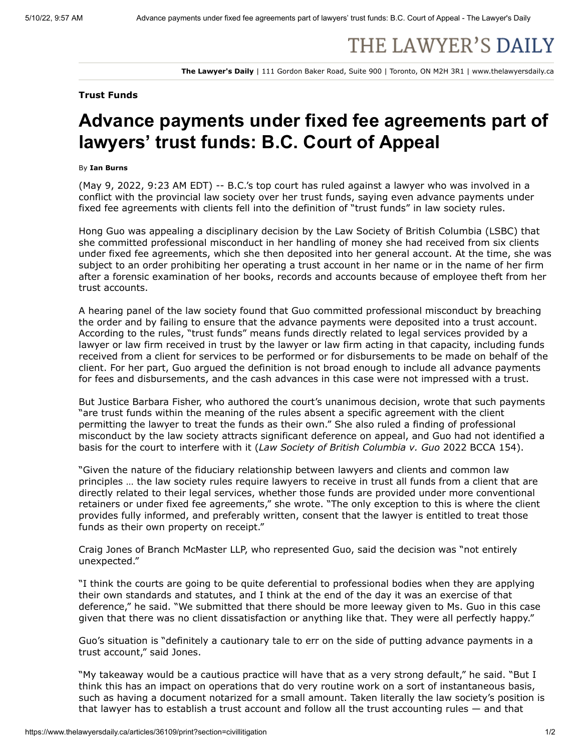THE LAWYER'S DAILY

**The Lawyer's Daily** | 111 Gordon Baker Road, Suite 900 | Toronto, ON M2H 3R1 | www.thelawyersdaily.ca

**Trust Funds**

# Advance payments under fixed fee agreements part of lawyers' trust funds: B.C. Court of Appeal

By **Ian Burns**

(May 9, 2022, 9:23 AM EDT) -- B.C.'s top court has ruled against a lawyer who was involved in a conflict with the provincial law society over her trust funds, saying even advance payments under fixed fee agreements with clients fell into the definition of "trust funds" in law society rules.

Hong Guo was appealing a disciplinary decision by the Law Society of British Columbia (LSBC) that she committed professional misconduct in her handling of money she had received from six clients under fixed fee agreements, which she then deposited into her general account. At the time, she was subject to an order prohibiting her operating a trust account in her name or in the name of her firm after a forensic examination of her books, records and accounts because of employee theft from her trust accounts.

A hearing panel of the law society found that Guo committed professional misconduct by breaching the order and by failing to ensure that the advance payments were deposited into a trust account. According to the rules, "trust funds" means funds directly related to legal services provided by a lawyer or law firm received in trust by the lawyer or law firm acting in that capacity, including funds received from a client for services to be performed or for disbursements to be made on behalf of the client. For her part, Guo argued the definition is not broad enough to include all advance payments for fees and disbursements, and the cash advances in this case were not impressed with a trust.

But Justice Barbara Fisher, who authored the court's unanimous decision, wrote that such payments "are trust funds within the meaning of the rules absent a specific agreement with the client permitting the lawyer to treat the funds as their own." She also ruled a finding of professional misconduct by the law society attracts significant deference on appeal, and Guo had not identified a basis for the court to interfere with it (*Law Society of British Columbia v. Guo* 2022 BCCA 154).

"Given the nature of the fiduciary relationship between lawyers and clients and common law principles … the law society rules require lawyers to receive in trust all funds from a client that are directly related to their legal services, whether those funds are provided under more conventional retainers or under fixed fee agreements," she wrote. "The only exception to this is where the client provides fully informed, and preferably written, consent that the lawyer is entitled to treat those funds as their own property on receipt."

Craig Jones of Branch McMaster LLP, who represented Guo, said the decision was "not entirely unexpected."

"I think the courts are going to be quite deferential to professional bodies when they are applying their own standards and statutes, and I think at the end of the day it was an exercise of that deference," he said. "We submitted that there should be more leeway given to Ms. Guo in this case given that there was no client dissatisfaction or anything like that. They were all perfectly happy."

Guo's situation is "definitely a cautionary tale to err on the side of putting advance payments in a trust account," said Jones.

"My takeaway would be a cautious practice will have that as a very strong default," he said. "But I think this has an impact on operations that do very routine work on a sort of instantaneous basis, such as having a document notarized for a small amount. Taken literally the law society's position is that lawyer has to establish a trust account and follow all the trust accounting rules — and that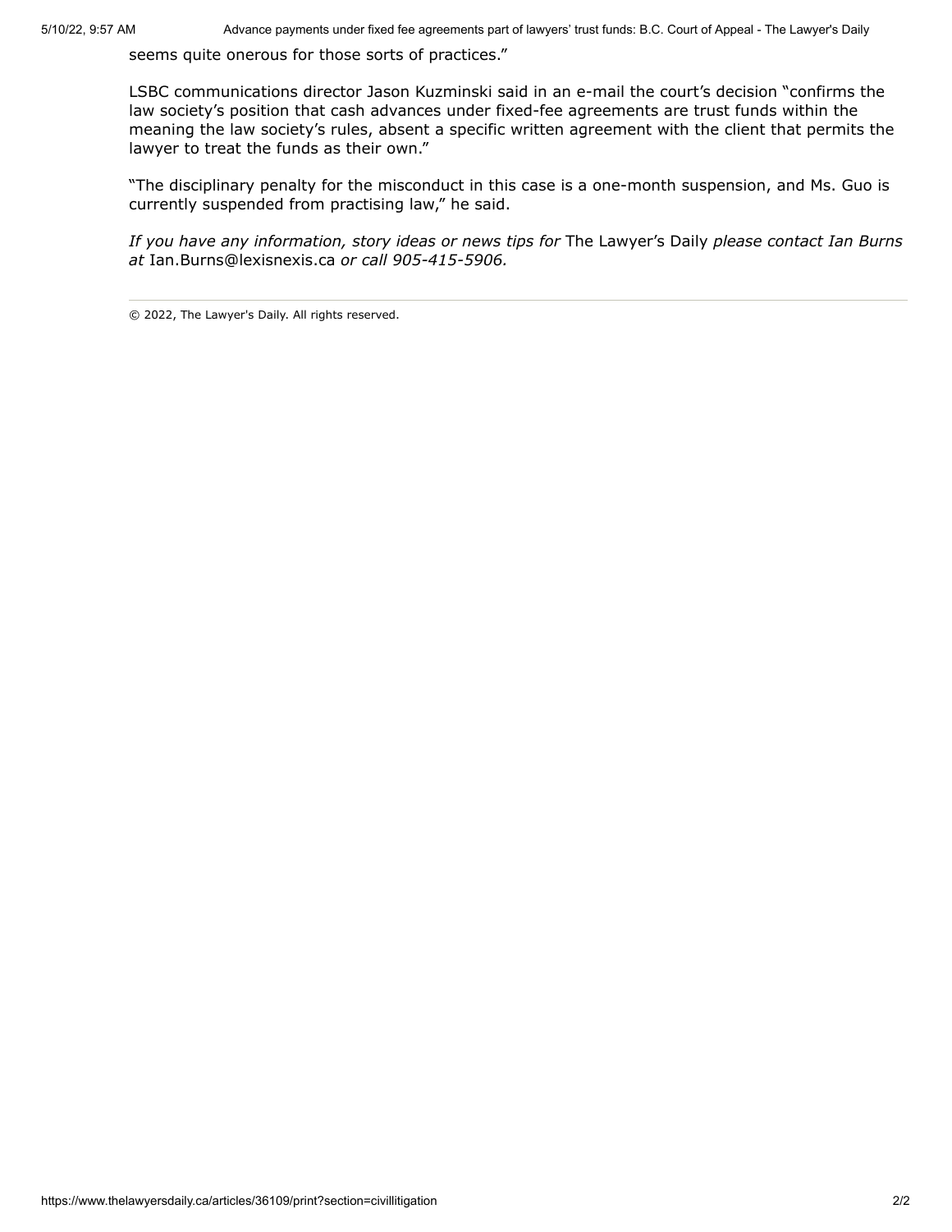seems quite onerous for those sorts of practices."

LSBC communications director Jason Kuzminski said in an e-mail the court's decision "confirms the law society's position that cash advances under fixed-fee agreements are trust funds within the meaning the law society's rules, absent a specific written agreement with the client that permits the lawyer to treat the funds as their own."

"The disciplinary penalty for the misconduct in this case is a one-month suspension, and Ms. Guo is currently suspended from practising law," he said.

*If you have any information, story ideas or news tips for* The Lawyer's Daily *please contact Ian Burns at* Ian.Burns@lexisnexis.ca *or call 905-415-5906.*

---

© 2022, The Lawyer's Daily. All rights reserved.